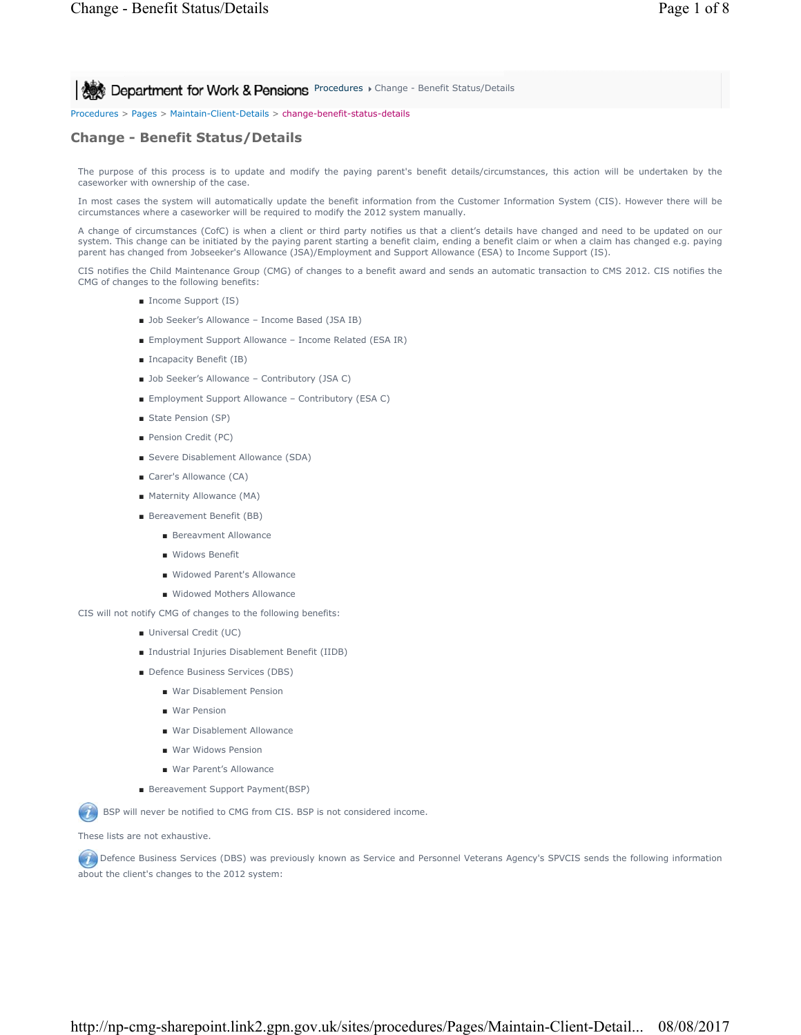Department for Work & Pensions Procedures › Change - Benefit Status/Details

Procedures > Pages > Maintain-Client-Details > change-benefit-status-details

# Change - Benefit Status/Details

The purpose of this process is to update and modify the paying parent's benefit details/circumstances, this action will be undertaken by the caseworker with ownership of the case.

In most cases the system will automatically update the benefit information from the Customer Information System (CIS). However there will be circumstances where a caseworker will be required to modify the 2012 system manually.

A change of circumstances (CofC) is when a client or third party notifies us that a client's details have changed and need to be updated on our system. This change can be initiated by the paying parent starting a benefit claim, ending a benefit claim or when a claim has changed e.g. paying parent has changed from Jobseeker's Allowance (JSA)/Employment and Support Allowance (ESA) to Income Support (IS).

CIS notifies the Child Maintenance Group (CMG) of changes to a benefit award and sends an automatic transaction to CMS 2012. CIS notifies the CMG of changes to the following benefits:

- Income Support (IS)
- Job Seeker's Allowance – Income Based (JSA IB)
- Employment Support Allowance – Income Related (ESA IR)
- Incapacity Benefit (IB)
- Job Seeker's Allowance – Contributory (JSA C)
- Employment Support Allowance – Contributory (ESA C)
- State Pension (SP)
- Pension Credit (PC)
- Severe Disablement Allowance (SDA)
- Carer's Allowance (CA)
- Maternity Allowance (MA)
- Bereavement Benefit (BB)
  - Bereavment Allowance
  - Widows Benefit
  - Widowed Parent's Allowance
  - Widowed Mothers Allowance

CIS will not notify CMG of changes to the following benefits:

- Universal Credit (UC)
- Industrial Injuries Disablement Benefit (IIDB)
- Defence Business Services (DBS)
  - War Disablement Pension
  - War Pension
  - War Disablement Allowance
  - War Widows Pension
  - War Parent's Allowance
- Bereavement Support Payment(BSP)

BSP will never be notified to CMG from CIS. BSP is not considered income.

These lists are not exhaustive.

Defence Business Services (DBS) was previously known as Service and Personnel Veterans Agency's SPVCIS sends the following information about the client's changes to the 2012 system: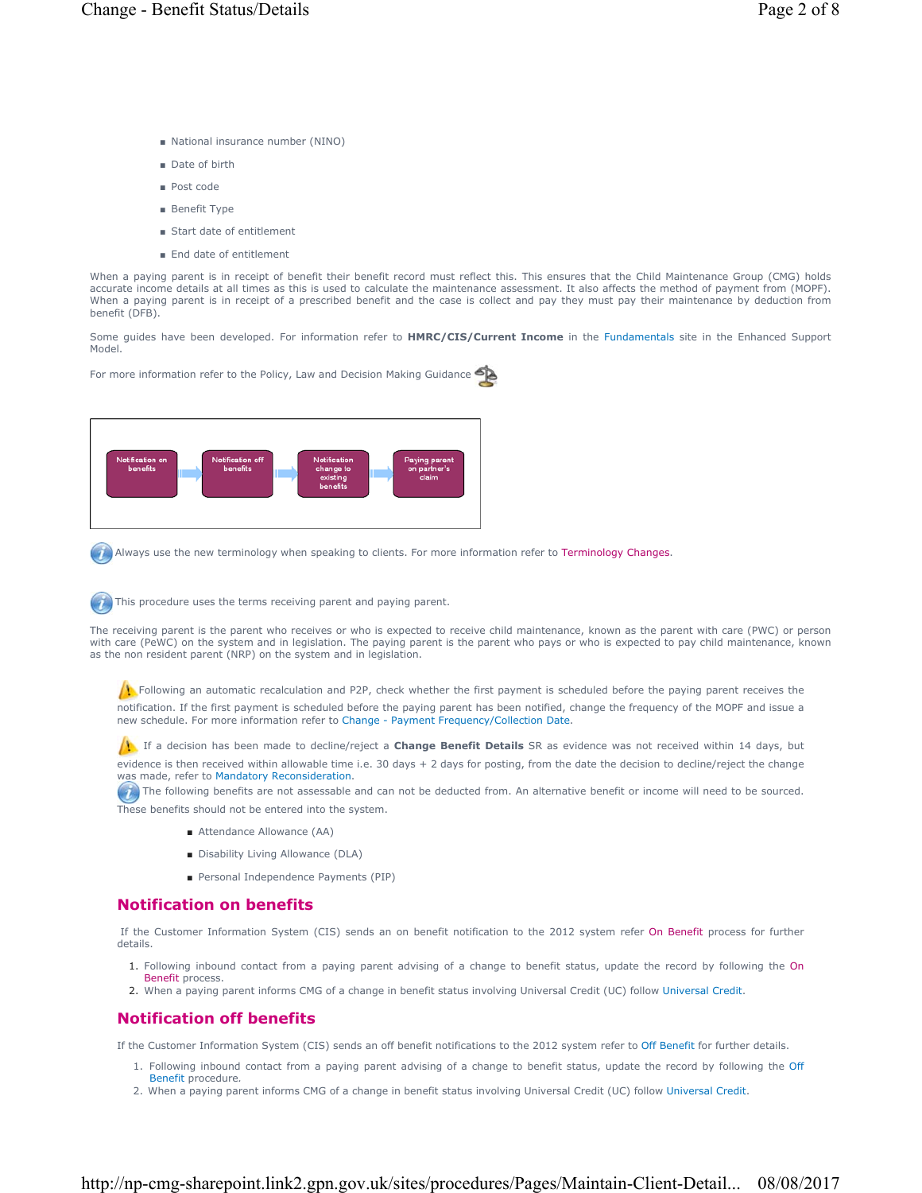- National insurance number (NINO)
- Date of birth
- Post code
- Benefit Type
- Start date of entitlement
- End date of entitlement

When a paying parent is in receipt of benefit their benefit record must reflect this. This ensures that the Child Maintenance Group (CMG) holds accurate income details at all times as this is used to calculate the maintenance assessment. It also affects the method of payment from (MOPF). When a paying parent is in receipt of a prescribed benefit and the case is collect and pay they must pay their maintenance by deduction from benefit (DFB).

Some guides have been developed. For information refer to **HMRC/CIS/Current Income** in the Fundamentals site in the Enhanced Support Model.

For more information refer to the Policy, Law and Decision Making Guidance

Notification on benefits → Notification off benefits → Notification change to existing benefits → Paying parent on partner's claim

Always use the new terminology when speaking to clients. For more information refer to Terminology Changes.

This procedure uses the terms receiving parent and paying parent.

The receiving parent is the parent who receives or who is expected to receive child maintenance, known as the parent with care (PWC) or person with care (PeWC) on the system and in legislation. The paying parent is the parent who pays or who is expected to pay child maintenance, known as the non resident parent (NRP) on the system and in legislation.

Following an automatic recalculation and P2P, check whether the first payment is scheduled before the paying parent receives the notification. If the first payment is scheduled before the paying parent has been notified, change the frequency of the MOPF and issue a new schedule. For more information refer to Change - Payment Frequency/Collection Date.

If a decision has been made to decline/reject a **Change Benefit Details** SR as evidence was not received within 14 days, but evidence is then received within allowable time i.e. 30 days + 2 days for posting, from the date the decision to decline/reject the change was made, refer to Mandatory Reconsideration.

The following benefits are not assessable and can not be deducted from. An alternative benefit or income will need to be sourced. These benefits should not be entered into the system.

- Attendance Allowance (AA)
- Disability Living Allowance (DLA)
- Personal Independence Payments (PIP)

## Notification on benefits

If the Customer Information System (CIS) sends an on benefit notification to the 2012 system refer On Benefit process for further details.

1. Following inbound contact from a paying parent advising of a change to benefit status, update the record by following the On Benefit process.
2. When a paying parent informs CMG of a change in benefit status involving Universal Credit (UC) follow Universal Credit.

## Notification off benefits

If the Customer Information System (CIS) sends an off benefit notifications to the 2012 system refer to Off Benefit for further details.

1. Following inbound contact from a paying parent advising of a change to benefit status, update the record by following the Off Benefit procedure.
2. When a paying parent informs CMG of a change in benefit status involving Universal Credit (UC) follow Universal Credit.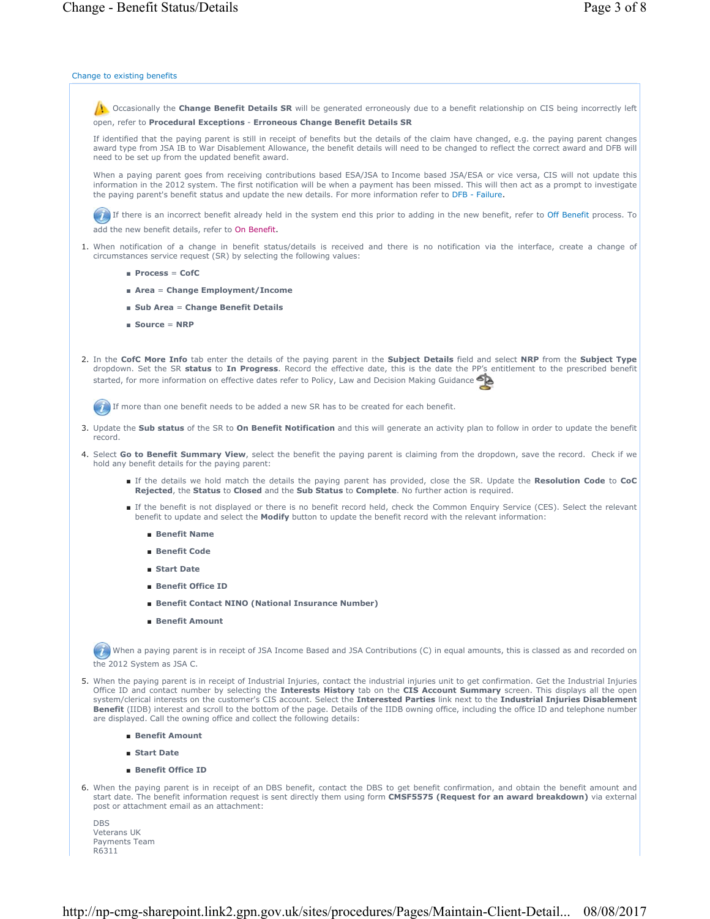Change to existing benefits

Occasionally the **Change Benefit Details SR** will be generated erroneously due to a benefit relationship on CIS being incorrectly left open, refer to **Procedural Exceptions - Erroneous Change Benefit Details SR**

If identified that the paying parent is still in receipt of benefits but the details of the claim have changed, e.g. the paying parent changes award type from JSA IB to War Disablement Allowance, the benefit details will need to be changed to reflect the correct award and DFB will need to be set up from the updated benefit award.

When a paying parent goes from receiving contributions based ESA/JSA to Income based JSA/ESA or vice versa, CIS will not update this information in the 2012 system. The first notification will be when a payment has been missed. This will then act as a prompt to investigate the paying parent's benefit status and update the new details. For more information refer to DFB - Failure.

If there is an incorrect benefit already held in the system end this prior to adding in the new benefit, refer to Off Benefit process. To add the new benefit details, refer to On Benefit.

1. When notification of a change in benefit status/details is received and there is no notification via the interface, create a change of circumstances service request (SR) by selecting the following values:
   - **Process** = **CofC**
   - **Area** = **Change Employment/Income**
   - **Sub Area** = **Change Benefit Details**
   - **Source** = **NRP**

2. In the **CofC More Info** tab enter the details of the paying parent in the **Subject Details** field and select **NRP** from the **Subject Type** dropdown. Set the SR **status** to **In Progress**. Record the effective date, this is the date the PP's entitlement to the prescribed benefit started, for more information on effective dates refer to Policy, Law and Decision Making Guidance

   If more than one benefit needs to be added a new SR has to be created for each benefit.

3. Update the **Sub status** of the SR to **On Benefit Notification** and this will generate an activity plan to follow in order to update the benefit record.

4. Select **Go to Benefit Summary View**, select the benefit the paying parent is claiming from the dropdown, save the record. Check if we hold any benefit details for the paying parent:
   - If the details we hold match the details the paying parent has provided, close the SR. Update the **Resolution Code** to **CoC Rejected**, the **Status** to **Closed** and the **Sub Status** to **Complete**. No further action is required.
   - If the benefit is not displayed or there is no benefit record held, check the Common Enquiry Service (CES). Select the relevant benefit to update and select the **Modify** button to update the benefit record with the relevant information:
     - **Benefit Name**
     - **Benefit Code**
     - **Start Date**
     - **Benefit Office ID**
     - **Benefit Contact NINO (National Insurance Number)**
     - **Benefit Amount**

   When a paying parent is in receipt of JSA Income Based and JSA Contributions (C) in equal amounts, this is classed as and recorded on the 2012 System as JSA C.

5. When the paying parent is in receipt of Industrial Injuries, contact the industrial injuries unit to get confirmation. Get the Industrial Injuries Office ID and contact number by selecting the **Interests History** tab on the **CIS Account Summary** screen. This displays all the open system/clerical interests on the customer's CIS account. Select the **Interested Parties** link next to the **Industrial Injuries Disablement Benefit** (IIDB) interest and scroll to the bottom of the page. Details of the IIDB owning office, including the office ID and telephone number are displayed. Call the owning office and collect the following details:
   - **Benefit Amount**
   - **Start Date**
   - **Benefit Office ID**

6. When the paying parent is in receipt of an DBS benefit, contact the DBS to get benefit confirmation, and obtain the benefit amount and start date. The benefit information request is sent directly them using form **CMSF5575 (Request for an award breakdown)** via external post or attachment email as an attachment:

   DBS
   Veterans UK
   Payments Team
   R6311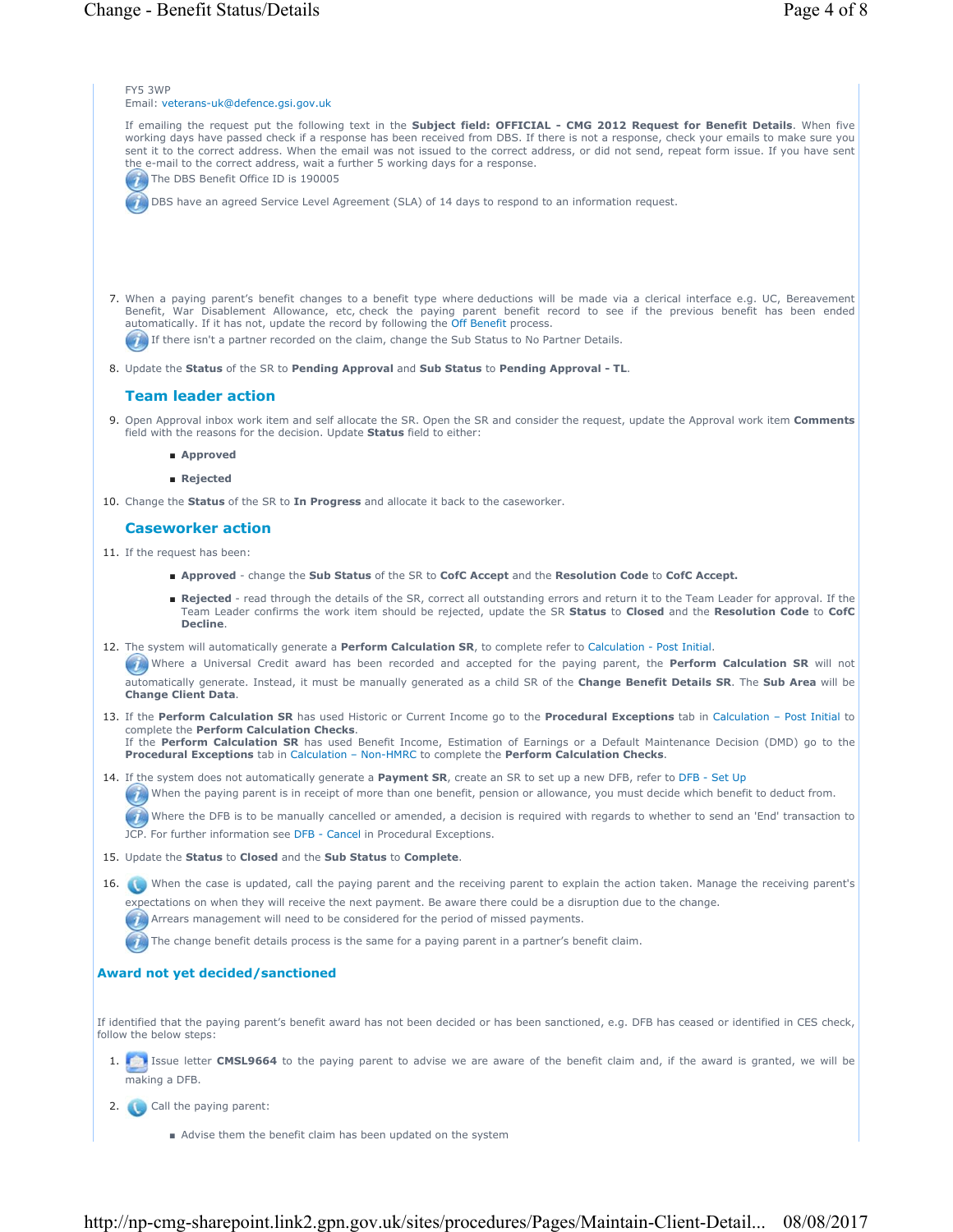FY5 3WP
Email: veterans-uk@defence.gsi.gov.uk

If emailing the request put the following text in the **Subject field: OFFICIAL - CMG 2012 Request for Benefit Details**. When five working days have passed check if a response has been received from DBS. If there is not a response, check your emails to make sure you sent it to the correct address. When the email was not issued to the correct address, or did not send, repeat form issue. If you have sent the e-mail to the correct address, wait a further 5 working days for a response.

The DBS Benefit Office ID is 190005

DBS have an agreed Service Level Agreement (SLA) of 14 days to respond to an information request.

7. When a paying parent's benefit changes to a benefit type where deductions will be made via a clerical interface e.g. UC, Bereavement Benefit, War Disablement Allowance, etc, check the paying parent benefit record to see if the previous benefit has been ended automatically. If it has not, update the record by following the Off Benefit process.

   If there isn't a partner recorded on the claim, change the Sub Status to No Partner Details.

8. Update the **Status** of the SR to **Pending Approval** and **Sub Status** to **Pending Approval - TL**.

### Team leader action

9. Open Approval inbox work item and self allocate the SR. Open the SR and consider the request, update the Approval work item **Comments** field with the reasons for the decision. Update **Status** field to either:
   - **Approved**
   - **Rejected**
10. Change the **Status** of the SR to **In Progress** and allocate it back to the caseworker.

### Caseworker action

11. If the request has been:
    - **Approved** - change the **Sub Status** of the SR to **CofC Accept** and the **Resolution Code** to **CofC Accept.**
    - **Rejected** - read through the details of the SR, correct all outstanding errors and return it to the Team Leader for approval. If the Team Leader confirms the work item should be rejected, update the SR **Status** to **Closed** and the **Resolution Code** to **CofC Decline**.
12. The system will automatically generate a **Perform Calculation SR**, to complete refer to Calculation - Post Initial.

    Where a Universal Credit award has been recorded and accepted for the paying parent, the **Perform Calculation SR** will not automatically generate. Instead, it must be manually generated as a child SR of the **Change Benefit Details SR**. The **Sub Area** will be **Change Client Data**.

13. If the **Perform Calculation SR** has used Historic or Current Income go to the **Procedural Exceptions** tab in Calculation – Post Initial to complete the **Perform Calculation Checks**.
    If the **Perform Calculation SR** has used Benefit Income, Estimation of Earnings or a Default Maintenance Decision (DMD) go to the **Procedural Exceptions** tab in Calculation – Non-HMRC to complete the **Perform Calculation Checks**.
14. If the system does not automatically generate a **Payment SR**, create an SR to set up a new DFB, refer to DFB - Set Up

    When the paying parent is in receipt of more than one benefit, pension or allowance, you must decide which benefit to deduct from.

    Where the DFB is to be manually cancelled or amended, a decision is required with regards to whether to send an 'End' transaction to JCP. For further information see DFB - Cancel in Procedural Exceptions.

15. Update the **Status** to **Closed** and the **Sub Status** to **Complete**.
16. When the case is updated, call the paying parent and the receiving parent to explain the action taken. Manage the receiving parent's expectations on when they will receive the next payment. Be aware there could be a disruption due to the change.

    Arrears management will need to be considered for the period of missed payments.

    The change benefit details process is the same for a paying parent in a partner's benefit claim.

### Award not yet decided/sanctioned

If identified that the paying parent's benefit award has not been decided or has been sanctioned, e.g. DFB has ceased or identified in CES check, follow the below steps:

1. Issue letter **CMSL9664** to the paying parent to advise we are aware of the benefit claim and, if the award is granted, we will be making a DFB.
2. Call the paying parent:
   - Advise them the benefit claim has been updated on the system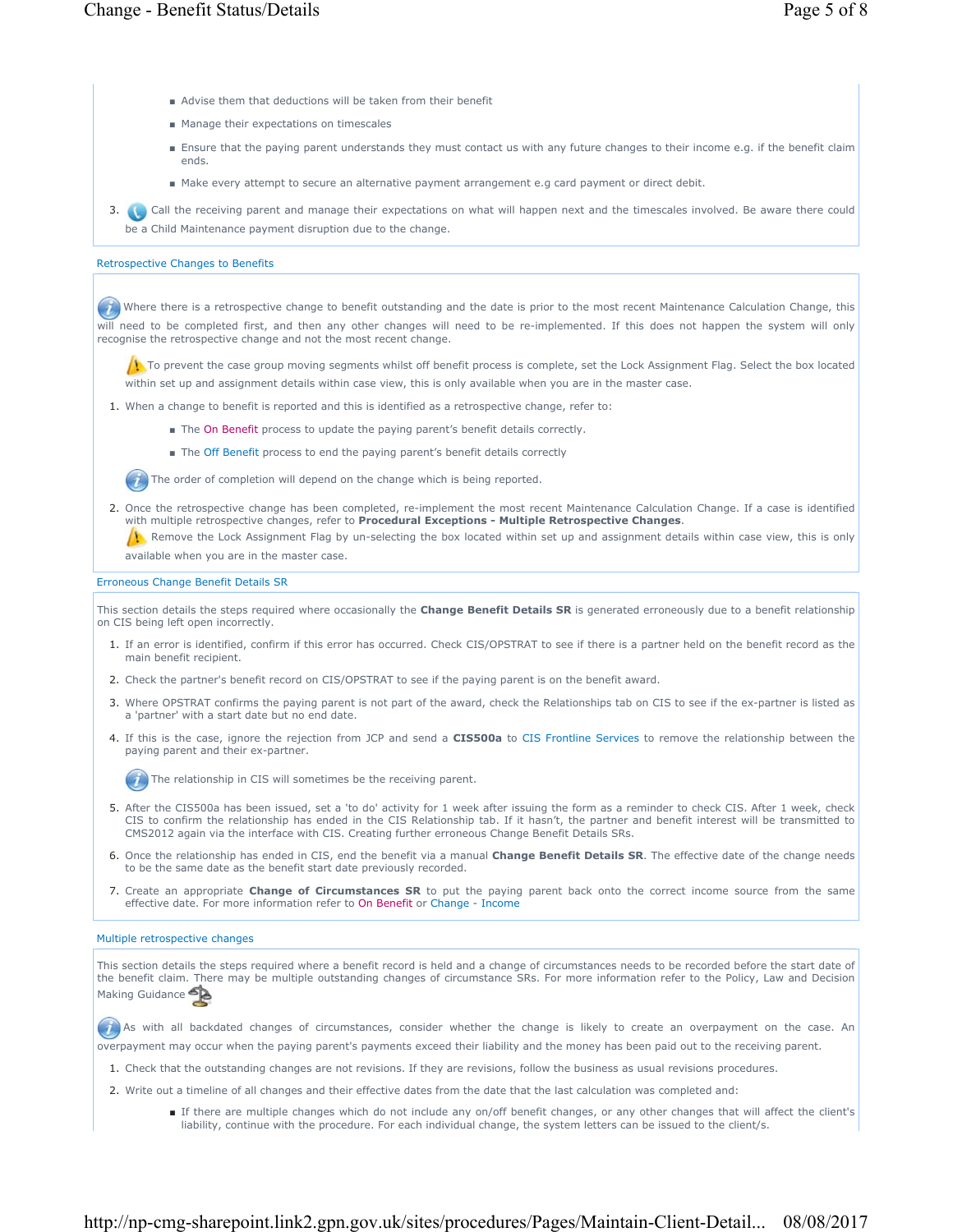- Advise them that deductions will be taken from their benefit
- Manage their expectations on timescales
- Ensure that the paying parent understands they must contact us with any future changes to their income e.g. if the benefit claim ends.
- Make every attempt to secure an alternative payment arrangement e.g card payment or direct debit.

3. Call the receiving parent and manage their expectations on what will happen next and the timescales involved. Be aware there could be a Child Maintenance payment disruption due to the change.

## Retrospective Changes to Benefits

Where there is a retrospective change to benefit outstanding and the date is prior to the most recent Maintenance Calculation Change, this will need to be completed first, and then any other changes will need to be re-implemented. If this does not happen the system will only recognise the retrospective change and not the most recent change.

To prevent the case group moving segments whilst off benefit process is complete, set the Lock Assignment Flag. Select the box located within set up and assignment details within case view, this is only available when you are in the master case.

1. When a change to benefit is reported and this is identified as a retrospective change, refer to:
   - The On Benefit process to update the paying parent's benefit details correctly.
   - The Off Benefit process to end the paying parent's benefit details correctly

   The order of completion will depend on the change which is being reported.

2. Once the retrospective change has been completed, re-implement the most recent Maintenance Calculation Change. If a case is identified with multiple retrospective changes, refer to **Procedural Exceptions - Multiple Retrospective Changes**.

   Remove the Lock Assignment Flag by un-selecting the box located within set up and assignment details within case view, this is only available when you are in the master case.

## Erroneous Change Benefit Details SR

This section details the steps required where occasionally the **Change Benefit Details SR** is generated erroneously due to a benefit relationship on CIS being left open incorrectly.

1. If an error is identified, confirm if this error has occurred. Check CIS/OPSTRAT to see if there is a partner held on the benefit record as the main benefit recipient.
2. Check the partner's benefit record on CIS/OPSTRAT to see if the paying parent is on the benefit award.
3. Where OPSTRAT confirms the paying parent is not part of the award, check the Relationships tab on CIS to see if the ex-partner is listed as a 'partner' with a start date but no end date.
4. If this is the case, ignore the rejection from JCP and send a **CIS500a** to CIS Frontline Services to remove the relationship between the paying parent and their ex-partner.

   The relationship in CIS will sometimes be the receiving parent.

5. After the CIS500a has been issued, set a 'to do' activity for 1 week after issuing the form as a reminder to check CIS. After 1 week, check CIS to confirm the relationship has ended in the CIS Relationship tab. If it hasn't, the partner and benefit interest will be transmitted to CMS2012 again via the interface with CIS. Creating further erroneous Change Benefit Details SRs.
6. Once the relationship has ended in CIS, end the benefit via a manual **Change Benefit Details SR**. The effective date of the change needs to be the same date as the benefit start date previously recorded.
7. Create an appropriate **Change of Circumstances SR** to put the paying parent back onto the correct income source from the same effective date. For more information refer to On Benefit or Change - Income

## Multiple retrospective changes

This section details the steps required where a benefit record is held and a change of circumstances needs to be recorded before the start date of the benefit claim. There may be multiple outstanding changes of circumstance SRs. For more information refer to the Policy, Law and Decision Making Guidance

As with all backdated changes of circumstances, consider whether the change is likely to create an overpayment on the case. An overpayment may occur when the paying parent's payments exceed their liability and the money has been paid out to the receiving parent.

1. Check that the outstanding changes are not revisions. If they are revisions, follow the business as usual revisions procedures.
2. Write out a timeline of all changes and their effective dates from the date that the last calculation was completed and:
   - If there are multiple changes which do not include any on/off benefit changes, or any other changes that will affect the client's liability, continue with the procedure. For each individual change, the system letters can be issued to the client/s.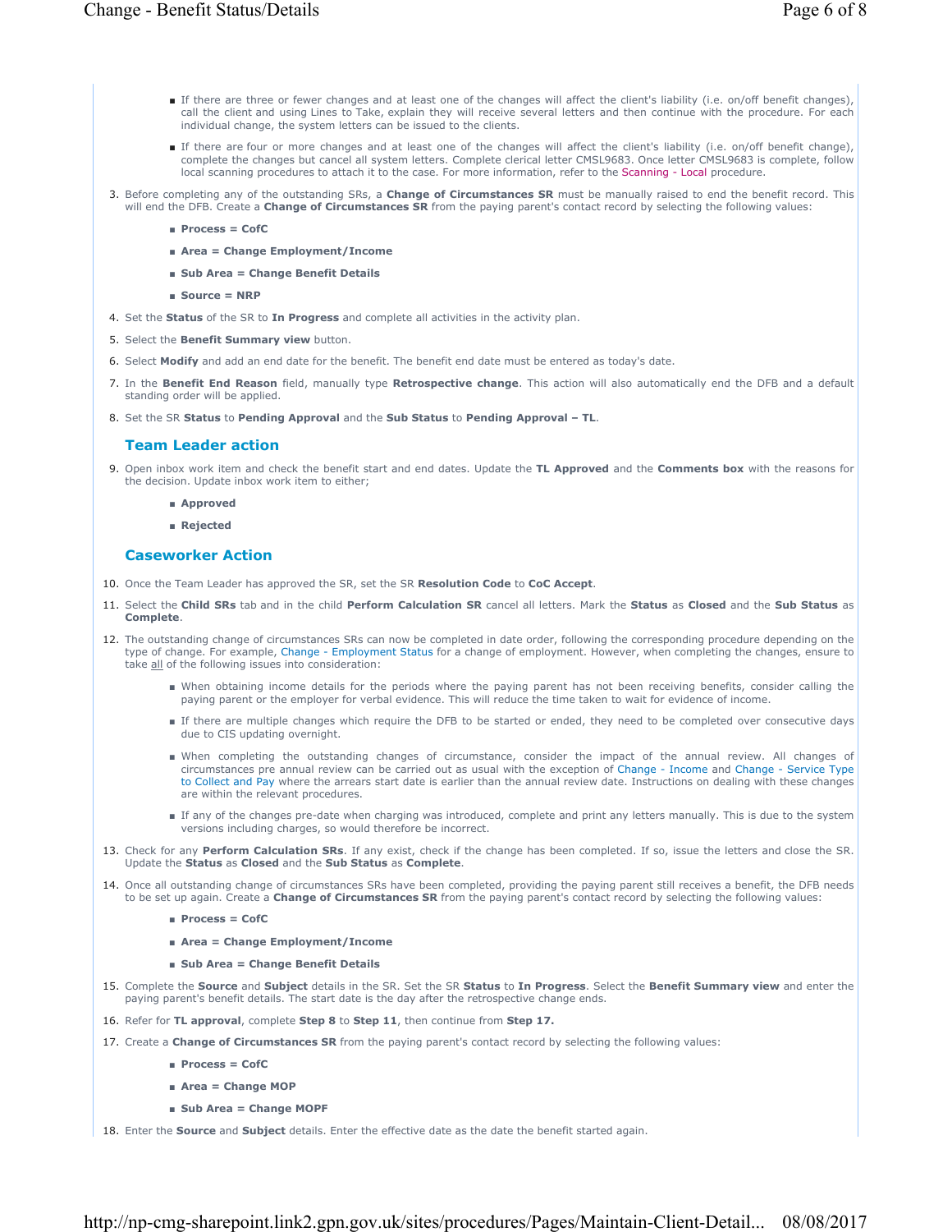- If there are three or fewer changes and at least one of the changes will affect the client's liability (i.e. on/off benefit changes), call the client and using Lines to Take, explain they will receive several letters and then continue with the procedure. For each individual change, the system letters can be issued to the clients.
- If there are four or more changes and at least one of the changes will affect the client's liability (i.e. on/off benefit change), complete the changes but cancel all system letters. Complete clerical letter CMSL9683. Once letter CMSL9683 is complete, follow local scanning procedures to attach it to the case. For more information, refer to the Scanning - Local procedure.

3. Before completing any of the outstanding SRs, a **Change of Circumstances SR** must be manually raised to end the benefit record. This will end the DFB. Create a **Change of Circumstances SR** from the paying parent's contact record by selecting the following values:
   - **Process = CofC**
   - **Area = Change Employment/Income**
   - **Sub Area = Change Benefit Details**
   - **Source = NRP**
4. Set the **Status** of the SR to **In Progress** and complete all activities in the activity plan.
5. Select the **Benefit Summary view** button.
6. Select **Modify** and add an end date for the benefit. The benefit end date must be entered as today's date.
7. In the **Benefit End Reason** field, manually type **Retrospective change**. This action will also automatically end the DFB and a default standing order will be applied.
8. Set the SR **Status** to **Pending Approval** and the **Sub Status** to **Pending Approval – TL**.

## Team Leader action

9. Open inbox work item and check the benefit start and end dates. Update the **TL Approved** and the **Comments box** with the reasons for the decision. Update inbox work item to either;
   - **Approved**
   - **Rejected**

## Caseworker Action

10. Once the Team Leader has approved the SR, set the SR **Resolution Code** to **CoC Accept**.
11. Select the **Child SRs** tab and in the child **Perform Calculation SR** cancel all letters. Mark the **Status** as **Closed** and the **Sub Status** as **Complete**.
12. The outstanding change of circumstances SRs can now be completed in date order, following the corresponding procedure depending on the type of change. For example, Change - Employment Status for a change of employment. However, when completing the changes, ensure to take all of the following issues into consideration:
    - When obtaining income details for the periods where the paying parent has not been receiving benefits, consider calling the paying parent or the employer for verbal evidence. This will reduce the time taken to wait for evidence of income.
    - If there are multiple changes which require the DFB to be started or ended, they need to be completed over consecutive days due to CIS updating overnight.
    - When completing the outstanding changes of circumstance, consider the impact of the annual review. All changes of circumstances pre annual review can be carried out as usual with the exception of Change - Income and Change - Service Type to Collect and Pay where the arrears start date is earlier than the annual review date. Instructions on dealing with these changes are within the relevant procedures.
    - If any of the changes pre-date when charging was introduced, complete and print any letters manually. This is due to the system versions including charges, so would therefore be incorrect.
13. Check for any **Perform Calculation SRs**. If any exist, check if the change has been completed. If so, issue the letters and close the SR. Update the **Status** as **Closed** and the **Sub Status** as **Complete**.
14. Once all outstanding change of circumstances SRs have been completed, providing the paying parent still receives a benefit, the DFB needs to be set up again. Create a **Change of Circumstances SR** from the paying parent's contact record by selecting the following values:
    - **Process = CofC**
    - **Area = Change Employment/Income**
    - **Sub Area = Change Benefit Details**
15. Complete the **Source** and **Subject** details in the SR. Set the SR **Status** to **In Progress**. Select the **Benefit Summary view** and enter the paying parent's benefit details. The start date is the day after the retrospective change ends.
16. Refer for **TL approval**, complete **Step 8** to **Step 11**, then continue from **Step 17.**
17. Create a **Change of Circumstances SR** from the paying parent's contact record by selecting the following values:
    - **Process = CofC**
    - **Area = Change MOP**
    - **Sub Area = Change MOPF**
18. Enter the **Source** and **Subject** details. Enter the effective date as the date the benefit started again.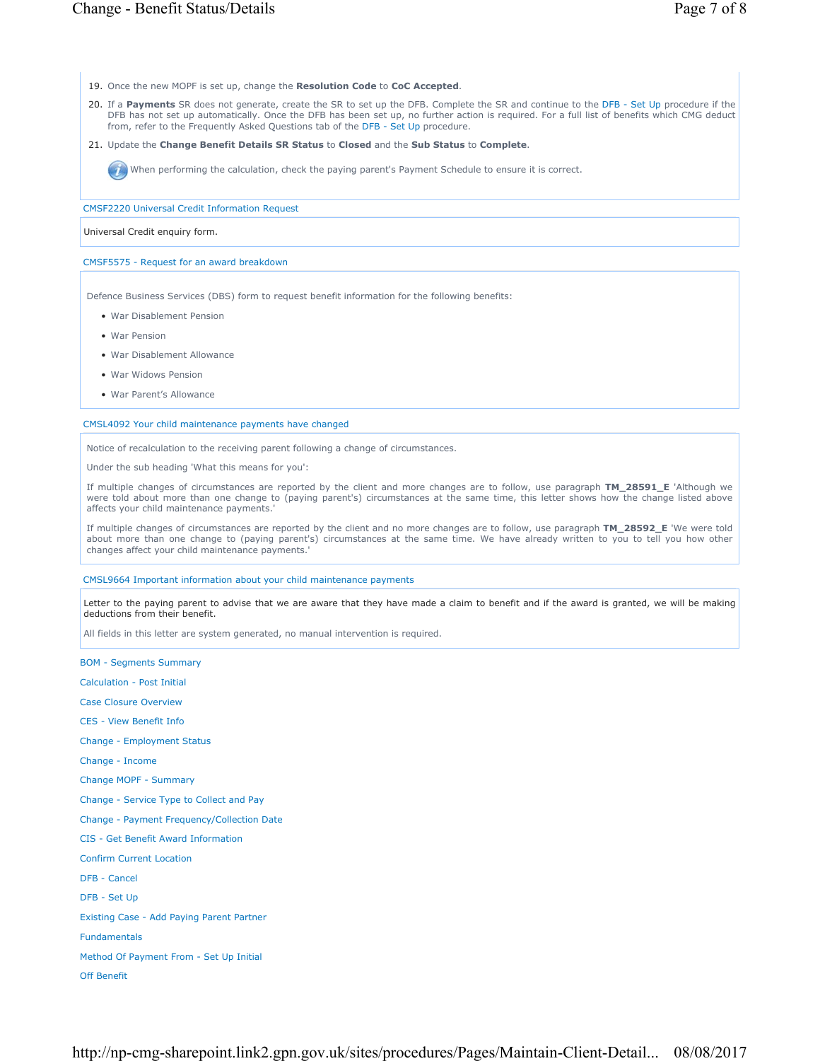19. Once the new MOPF is set up, change the **Resolution Code** to **CoC Accepted**.
20. If a **Payments** SR does not generate, create the SR to set up the DFB. Complete the SR and continue to the DFB - Set Up procedure if the DFB has not set up automatically. Once the DFB has been set up, no further action is required. For a full list of benefits which CMG deduct from, refer to the Frequently Asked Questions tab of the DFB - Set Up procedure.
21. Update the **Change Benefit Details SR Status** to **Closed** and the **Sub Status** to **Complete**.

When performing the calculation, check the paying parent's Payment Schedule to ensure it is correct.

CMSF2220 Universal Credit Information Request

Universal Credit enquiry form.

CMSF5575 - Request for an award breakdown

Defence Business Services (DBS) form to request benefit information for the following benefits:

- War Disablement Pension
- War Pension
- War Disablement Allowance
- War Widows Pension
- War Parent's Allowance

CMSL4092 Your child maintenance payments have changed

Notice of recalculation to the receiving parent following a change of circumstances.

Under the sub heading 'What this means for you':

If multiple changes of circumstances are reported by the client and more changes are to follow, use paragraph **TM_28591_E** 'Although we were told about more than one change to (paying parent's) circumstances at the same time, this letter shows how the change listed above affects your child maintenance payments.'

If multiple changes of circumstances are reported by the client and no more changes are to follow, use paragraph **TM_28592_E** 'We were told about more than one change to (paying parent's) circumstances at the same time. We have already written to you to tell you how other changes affect your child maintenance payments.'

CMSL9664 Important information about your child maintenance payments

Letter to the paying parent to advise that we are aware that they have made a claim to benefit and if the award is granted, we will be making deductions from their benefit.

All fields in this letter are system generated, no manual intervention is required.

BOM - Segments Summary

Calculation - Post Initial

Case Closure Overview

CES - View Benefit Info

Change - Employment Status

Change - Income

Change MOPF - Summary

Change - Service Type to Collect and Pay

Change - Payment Frequency/Collection Date

CIS - Get Benefit Award Information

Confirm Current Location

DFB - Cancel

DFB - Set Up

Existing Case - Add Paying Parent Partner

Fundamentals

Method Of Payment From - Set Up Initial

Off Benefit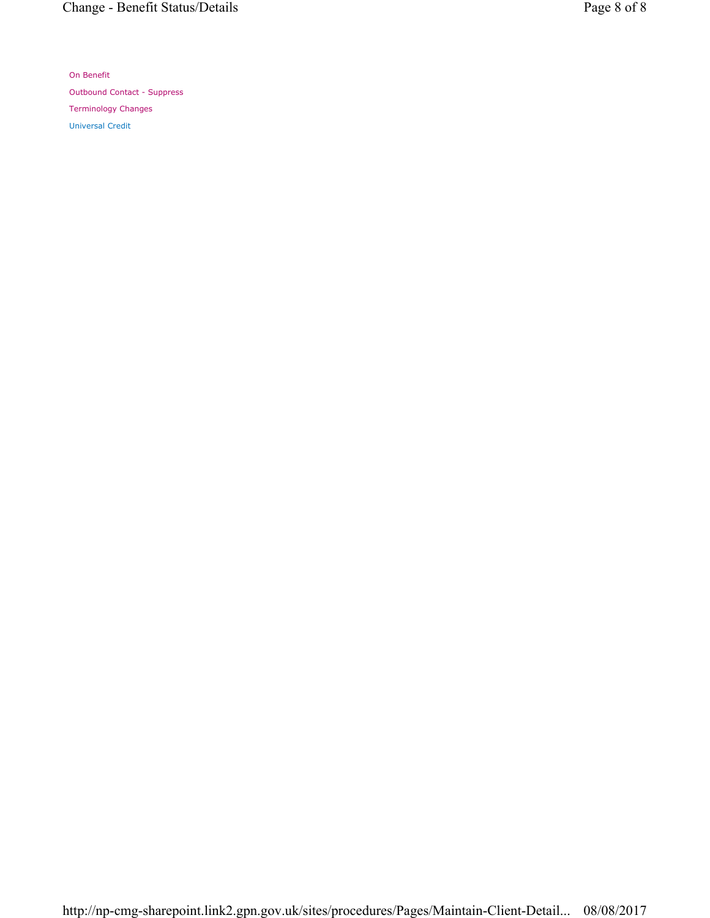On Benefit

Outbound Contact - Suppress

Terminology Changes

Universal Credit